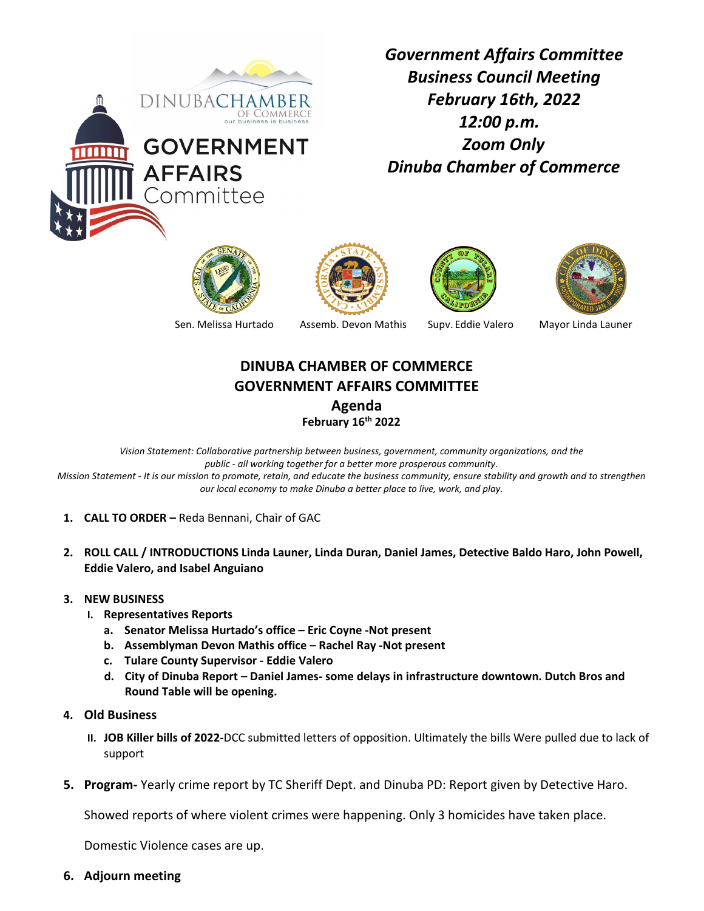DINUBA CHAMBER OF COMMERCE
our business is business

GOVERNMENT AFFAIRS Committee

***Government Affairs Committee***
***Business Council Meeting***
***February 16th, 2022***
***12:00 p.m.***
***Zoom Only***
***Dinuba Chamber of Commerce***

Sen. Melissa Hurtado    Assemb. Devon Mathis    Supv. Eddie Valero    Mayor Linda Launer

## DINUBA CHAMBER OF COMMERCE
## GOVERNMENT AFFAIRS COMMITTEE
## Agenda
**February 16th 2022**

*Vision Statement: Collaborative partnership between business, government, community organizations, and the public - all working together for a better more prosperous community.*
*Mission Statement - It is our mission to promote, retain, and educate the business community, ensure stability and growth and to strengthen our local economy to make Dinuba a better place to live, work, and play.*

1. **CALL TO ORDER –** Reda Bennani, Chair of GAC

2. **ROLL CALL / INTRODUCTIONS Linda Launer, Linda Duran, Daniel James, Detective Baldo Haro, John Powell, Eddie Valero, and Isabel Anguiano**

3. **NEW BUSINESS**
   - I. **Representatives Reports**
     - a. **Senator Melissa Hurtado's office – Eric Coyne -Not present**
     - b. **Assemblyman Devon Mathis office – Rachel Ray -Not present**
     - c. **Tulare County Supervisor - Eddie Valero**
     - d. **City of Dinuba Report – Daniel James- some delays in infrastructure downtown. Dutch Bros and Round Table will be opening.**

4. **Old Business**
   - II. **JOB Killer bills of 2022-**DCC submitted letters of opposition. Ultimately the bills Were pulled due to lack of support

5. **Program-** Yearly crime report by TC Sheriff Dept. and Dinuba PD: Report given by Detective Haro.

   Showed reports of where violent crimes were happening. Only 3 homicides have taken place.

   Domestic Violence cases are up.

6. **Adjourn meeting**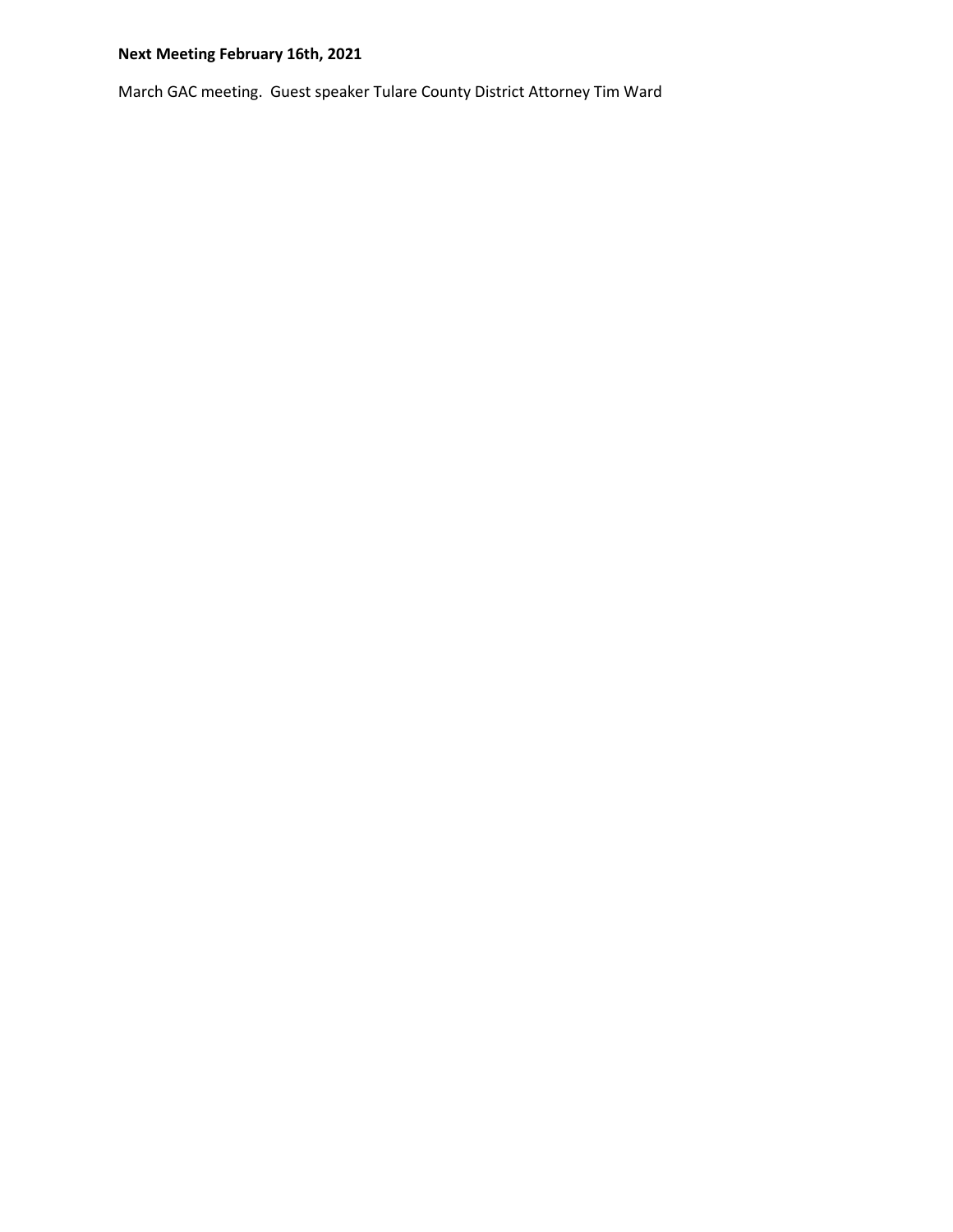**Next Meeting February 16th, 2021**

March GAC meeting.  Guest speaker Tulare County District Attorney Tim Ward